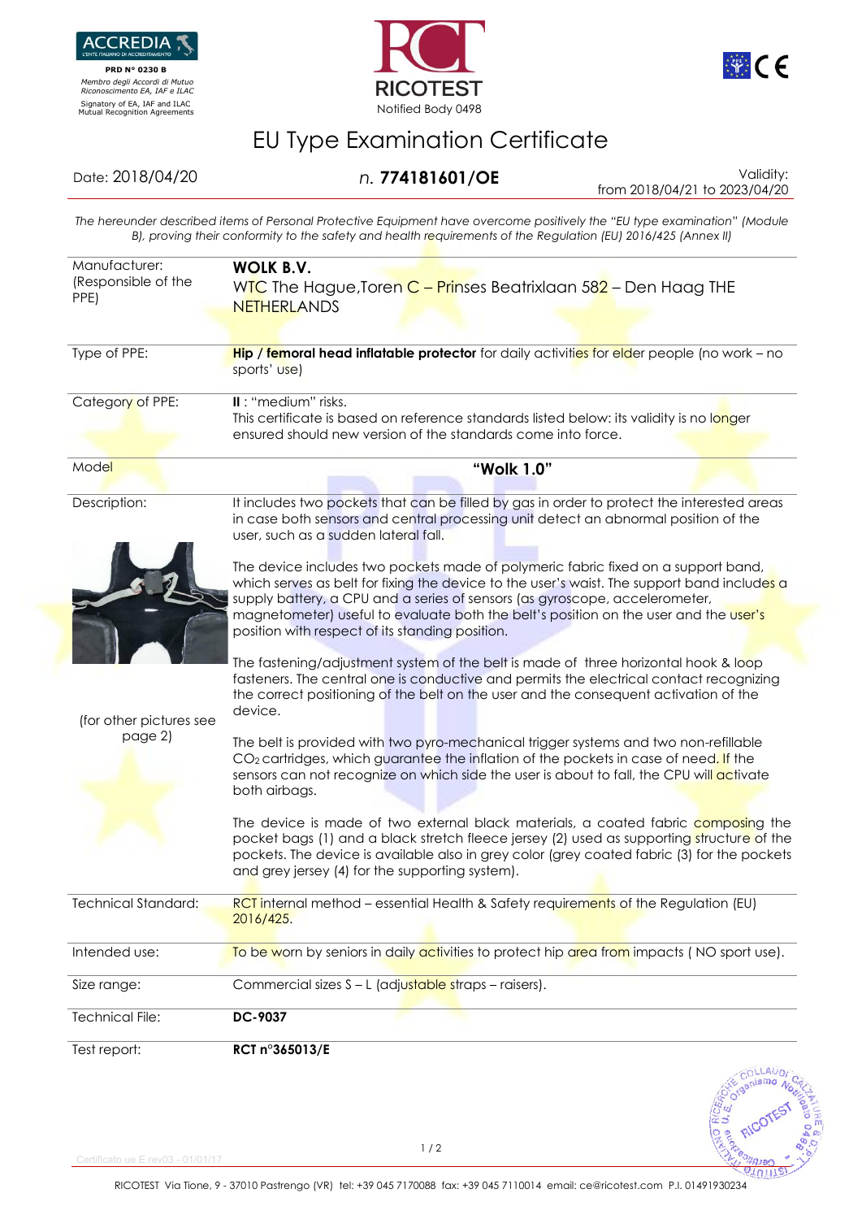ACCREDIA
L'ENTE ITALIANO DI ACCREDITAMENTO

**PRD N° 0230 B**

*Membro degli Accordi di Mutuo Riconoscimento EA, IAF e ILAC*

Signatory of EA, IAF and ILAC Mutual Recognition Agreements

RICOTEST
Notified Body 0498

# EU Type Examination Certificate

Date: 2018/04/20 — *n.* **774181601/OE** — Validity: from 2018/04/21 to 2023/04/20

*The hereunder described items of Personal Protective Equipment have overcome positively the "EU type examination" (Module B), proving their conformity to the safety and health requirements of the Regulation (EU) 2016/425 (Annex II)*

| | |
|---|---|
| Manufacturer: (Responsible of the PPE) | **WOLK B.V.** WTC The Hague,Toren C – Prinses Beatrixlaan 582 – Den Haag THE NETHERLANDS |
| Type of PPE: | **Hip / femoral head inflatable protector** for daily activities for elder people (no work – no sports' use) |
| Category of PPE: | **II** : "medium" risks. This certificate is based on reference standards listed below: its validity is no longer ensured should new version of the standards come into force. |
| Model | **"Wolk 1.0"** |
| Description: (for other pictures see page 2) | It includes two pockets that can be filled by gas in order to protect the interested areas in case both sensors and central processing unit detect an abnormal position of the user, such as a sudden lateral fall. The device includes two pockets made of polymeric fabric fixed on a support band, which serves as belt for fixing the device to the user's waist. The support band includes a supply battery, a CPU and a series of sensors (as gyroscope, accelerometer, magnetometer) useful to evaluate both the belt's position on the user and the user's position with respect of its standing position. The fastening/adjustment system of the belt is made of three horizontal hook & loop fasteners. The central one is conductive and permits the electrical contact recognizing the correct positioning of the belt on the user and the consequent activation of the device. The belt is provided with two pyro-mechanical trigger systems and two non-refillable $CO_2$ cartridges, which guarantee the inflation of the pockets in case of need. If the sensors can not recognize on which side the user is about to fall, the CPU will activate both airbags. The device is made of two external black materials, a coated fabric composing the pocket bags (1) and a black stretch fleece jersey (2) used as supporting structure of the pockets. The device is available also in grey color (grey coated fabric (3) for the pockets and grey jersey (4) for the supporting system). |
| Technical Standard: | RCT internal method – essential Health & Safety requirements of the Regulation (EU) 2016/425. |
| Intended use: | To be worn by seniors in daily activities to protect hip area from impacts ( NO sport use). |
| Size range: | Commercial sizes S – L (adjustable straps – raisers). |
| Technical File: | **DC-9037** |
| Test report: | **RCT n°365013/E** |

Certificato ue E rev03 - 01/01/17

RICOTEST Via Tione, 9 - 37010 Pastrengo (VR) tel: +39 045 7170088 fax: +39 045 7110014 email: ce@ricotest.com P.I. 01491930234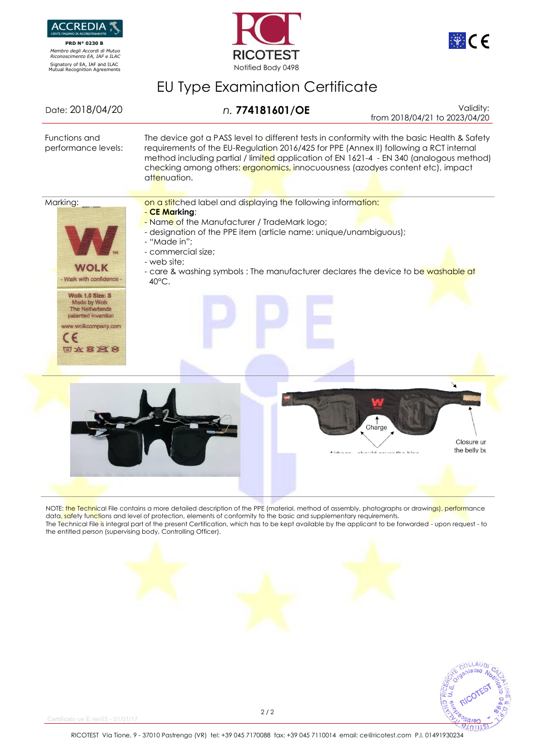ACCREDIA
L'ENTE ITALIANO DI ACCREDITAMENTO
PRD N° 0230 B
*Membro degli Accordi di Mutuo Riconoscimento EA, IAF e ILAC*
Signatory of EA, IAF and ILAC Mutual Recognition Agreements

RICOTEST
Notified Body 0498

# EU Type Examination Certificate

Date: 2018/04/20 | n. **774181601/OE** | Validity: from 2018/04/21 to 2023/04/20

**Functions and performance levels:**

The device got a PASS level to different tests in conformity with the basic Health & Safety requirements of the EU-Regulation 2016/425 for PPE (Annex II) following a RCT internal method including partial / limited application of EN 1621-4 - EN 340 (analogous method) checking among others: ergonomics, innocuousness (azodyes content etc), impact attenuation.

**Marking:**

on a stitched label and displaying the following information:

- **CE Marking**;
- Name of the Manufacturer / TradeMark logo;
- designation of the PPE item (article name: unique/unambiguous);
- "Made in";
- commercial size;
- web site;
- care & washing symbols : The manufacturer declares the device to be washable at 40°C.

WOLK
- Walk with confidence -
Wolk 1.0 Size: S
Made by Wolk
The Netherlands
patented invention
www.wolkcompany.com
CE

Charge

Closure ur the belly bu

NOTE: the Technical File contains a more detailed description of the PPE (material, method of assembly, photographs or drawings), performance data, safety functions and level of protection, elements of conformity to the basic and supplementary requirements.
The Technical File is integral part of the present Certification, which has to be kept available by the applicant to be forwarded - upon request - to the entitled person (supervising body, Controlling Officer).

Certificato ue E rev03 - 01/01/17

RICOTEST Via Tione, 9 - 37010 Pastrengo (VR) tel: +39 045 7170088 fax: +39 045 7110014 email: ce@ricotest.com P.I. 01491930234